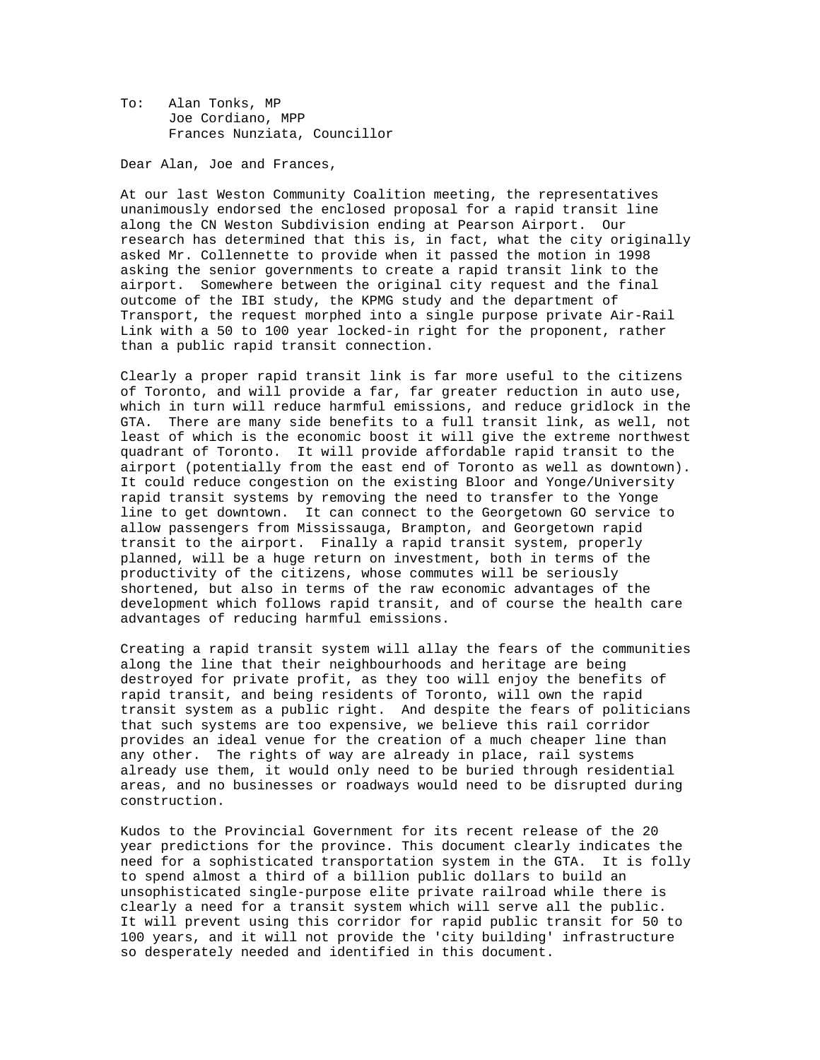To: Alan Tonks, MP
Joe Cordiano, MPP
Frances Nunziata, Councillor

Dear Alan, Joe and Frances,

At our last Weston Community Coalition meeting, the representatives unanimously endorsed the enclosed proposal for a rapid transit line along the CN Weston Subdivision ending at Pearson Airport. Our research has determined that this is, in fact, what the city originally asked Mr. Collennette to provide when it passed the motion in 1998 asking the senior governments to create a rapid transit link to the airport. Somewhere between the original city request and the final outcome of the IBI study, the KPMG study and the department of Transport, the request morphed into a single purpose private Air-Rail Link with a 50 to 100 year locked-in right for the proponent, rather than a public rapid transit connection.

Clearly a proper rapid transit link is far more useful to the citizens of Toronto, and will provide a far, far greater reduction in auto use, which in turn will reduce harmful emissions, and reduce gridlock in the GTA. There are many side benefits to a full transit link, as well, not least of which is the economic boost it will give the extreme northwest quadrant of Toronto. It will provide affordable rapid transit to the airport (potentially from the east end of Toronto as well as downtown). It could reduce congestion on the existing Bloor and Yonge/University rapid transit systems by removing the need to transfer to the Yonge line to get downtown. It can connect to the Georgetown GO service to allow passengers from Mississauga, Brampton, and Georgetown rapid transit to the airport. Finally a rapid transit system, properly planned, will be a huge return on investment, both in terms of the productivity of the citizens, whose commutes will be seriously shortened, but also in terms of the raw economic advantages of the development which follows rapid transit, and of course the health care advantages of reducing harmful emissions.

Creating a rapid transit system will allay the fears of the communities along the line that their neighbourhoods and heritage are being destroyed for private profit, as they too will enjoy the benefits of rapid transit, and being residents of Toronto, will own the rapid transit system as a public right. And despite the fears of politicians that such systems are too expensive, we believe this rail corridor provides an ideal venue for the creation of a much cheaper line than any other. The rights of way are already in place, rail systems already use them, it would only need to be buried through residential areas, and no businesses or roadways would need to be disrupted during construction.

Kudos to the Provincial Government for its recent release of the 20 year predictions for the province. This document clearly indicates the need for a sophisticated transportation system in the GTA. It is folly to spend almost a third of a billion public dollars to build an unsophisticated single-purpose elite private railroad while there is clearly a need for a transit system which will serve all the public. It will prevent using this corridor for rapid public transit for 50 to 100 years, and it will not provide the 'city building' infrastructure so desperately needed and identified in this document.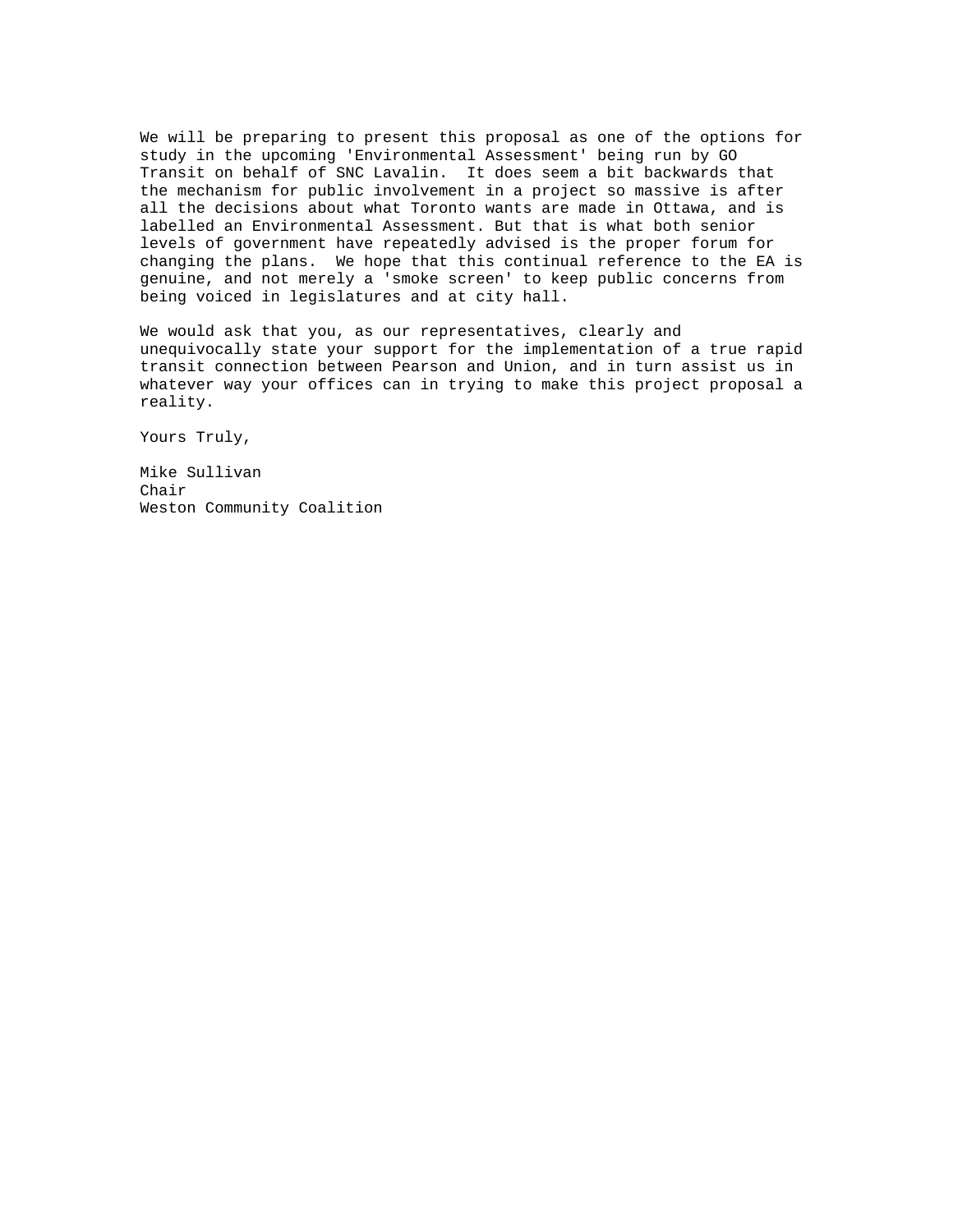We will be preparing to present this proposal as one of the options for study in the upcoming 'Environmental Assessment' being run by GO Transit on behalf of SNC Lavalin. It does seem a bit backwards that the mechanism for public involvement in a project so massive is after all the decisions about what Toronto wants are made in Ottawa, and is labelled an Environmental Assessment. But that is what both senior levels of government have repeatedly advised is the proper forum for changing the plans. We hope that this continual reference to the EA is genuine, and not merely a 'smoke screen' to keep public concerns from being voiced in legislatures and at city hall.

We would ask that you, as our representatives, clearly and unequivocally state your support for the implementation of a true rapid transit connection between Pearson and Union, and in turn assist us in whatever way your offices can in trying to make this project proposal a reality.

Yours Truly,

Mike Sullivan
Chair
Weston Community Coalition